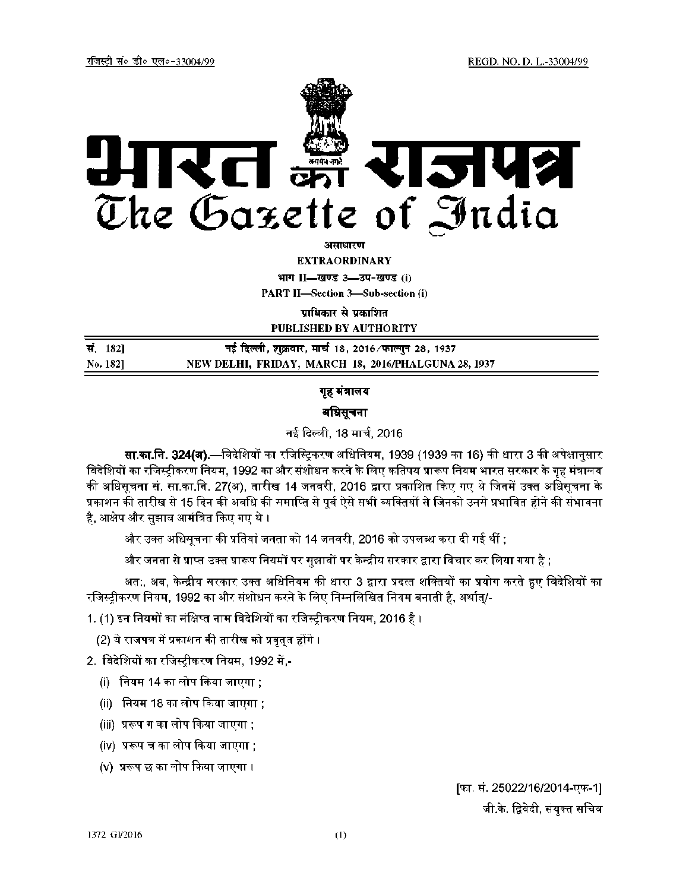रजिस्ट्री सं० डी० एल०-33004/99 REGD. NO. D. L.-33004/99

# भारत का राजपत्र
# The Gazette of India

**असाधारण**

**EXTRAORDINARY**

**भाग II—खण्ड 3—उप-खण्ड (i)**

**PART II—Section 3—Sub-section (i)**

**प्राधिकार से प्रकाशित**

**PUBLISHED BY AUTHORITY**

| | |
|---|---|
| **सं. 182]** | **नई दिल्ली, शुक्रवार, मार्च 18, 2016/फाल्गुन 28, 1937** |
| **No. 182]** | **NEW DELHI, FRIDAY, MARCH 18, 2016/PHALGUNA 28, 1937** |

## गृह मंत्रालय

## अधिसूचना

नई दिल्ली, 18 मार्च, 2016

**सा.का.नि. 324(अ).**—विदेशियों का रजिस्ट्रिकरण अधिनियम, 1939 (1939 का 16) की धारा 3 की अपेक्षानुसार विदेशियों का रजिस्ट्रीकरण नियम, 1992 का और संशोधन करने के लिए कतिपय प्रारूप नियम भारत सरकार के गृह मंत्रालय की अधिसूचना सं. सा.का.नि. 27(अ), तारीख 14 जनवरी, 2016 द्वारा प्रकाशित किए गए थे जिनमें उक्त अधिसूचना के प्रकाशन की तारीख से 15 दिन की अवधि की समाप्ति से पूर्व ऐसे सभी व्यक्तियों से जिनको उनसे प्रभावित होने की संभावना है, आक्षेप और सुझाव आमंत्रित किए गए थे ।

और उक्त अधिसूचना की प्रतियां जनता को 14 जनवरी, 2016 को उपलब्ध करा दी गई थीं ;

और जनता से प्राप्त उक्त प्रारूप नियमों पर सुझावों पर केन्द्रीय सरकार द्वारा विचार कर लिया गया है ;

अत:, अब, केन्द्रीय सरकार उक्त अधिनियम की धारा 3 द्वारा प्रदत्त शक्तियों का प्रयोग करते हुए विदेशियों का रजिस्ट्रीकरण नियम, 1992 का और संशोधन करने के लिए निम्नलिखित नियम बनाती है, अर्थात्/-

1. (1) इन नियमों का संक्षिप्त नाम विदेशियों का रजिस्ट्रीकरण नियम, 2016 है ।

   (2) ये राजपत्र में प्रकाशन की तारीख को प्रवृत्त होंगे ।

2. विदेशियों का रजिस्ट्रीकरण नियम, 1992 में,-

   (i) नियम 14 का लोप किया जाएगा ;

   (ii) नियम 18 का लोप किया जाएगा ;

   (iii) प्ररूप ग का लोप किया जाएगा ;

   (iv) प्ररूप च का लोप किया जाएगा ;

   (v) प्ररूप छ का लोप किया जाएगा ।

[फा. सं. 25022/16/2014-एफ-1]

जी.के. द्विवेदी, संयुक्त सचिव

1372 GI/2016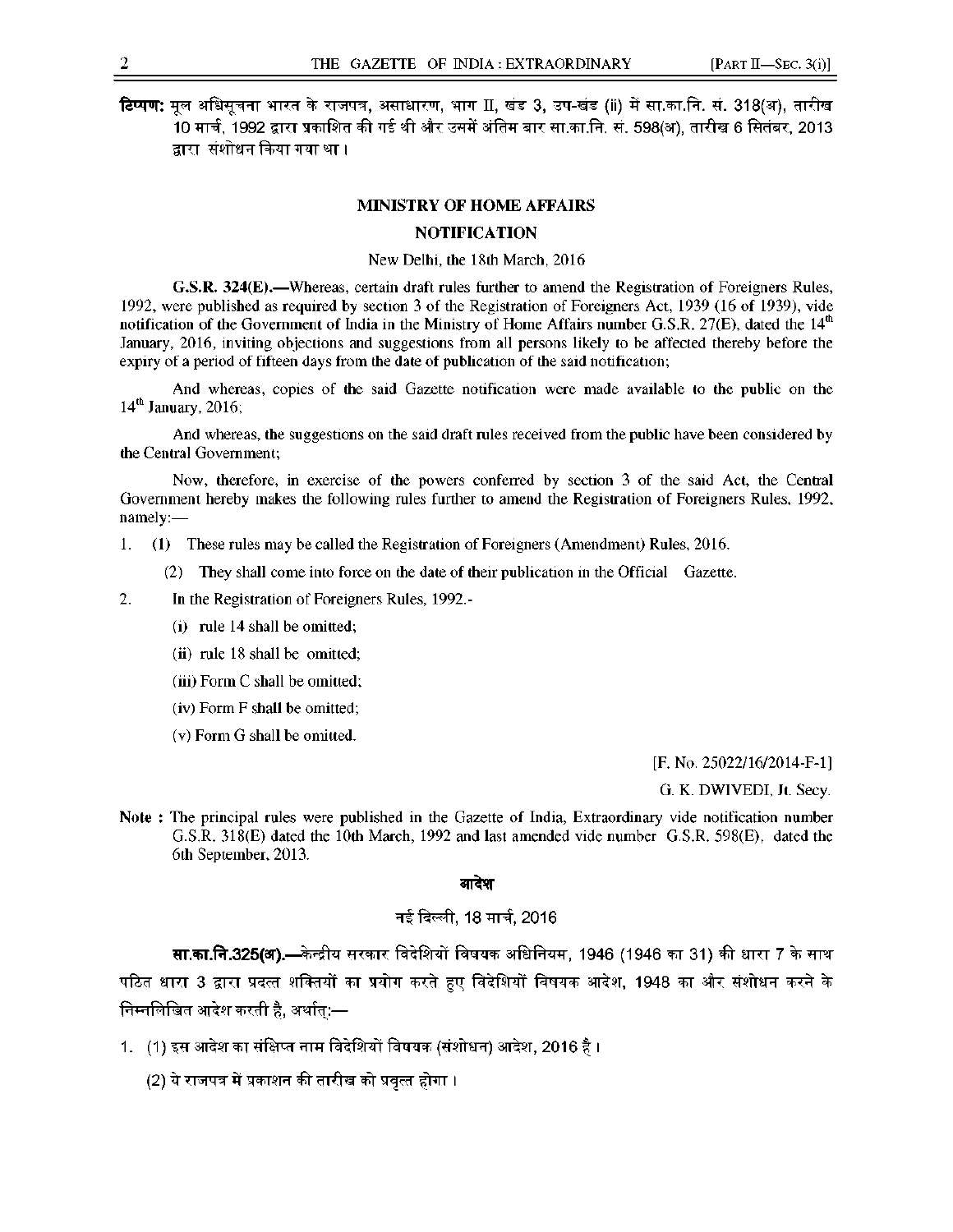**टिप्पण:** मूल अधिसूचना भारत के राजपत्र, असाधारण, भाग II, खंड 3, उप-खंड (ii) में सा.का.नि. सं. 318(अ), तारीख 10 मार्च, 1992 द्वारा प्रकाशित की गई थी और उसमें अंतिम बार सा.का.नि. सं. 598(अ), तारीख 6 सितंबर, 2013 द्वारा संशोधन किया गया था।

## MINISTRY OF HOME AFFAIRS

## NOTIFICATION

New Delhi, the 18th March, 2016

**G.S.R. 324(E).—**Whereas, certain draft rules further to amend the Registration of Foreigners Rules, 1992, were published as required by section 3 of the Registration of Foreigners Act, 1939 (16 of 1939), vide notification of the Government of India in the Ministry of Home Affairs number G.S.R. 27(E), dated the 14th January, 2016, inviting objections and suggestions from all persons likely to be affected thereby before the expiry of a period of fifteen days from the date of publication of the said notification;

And whereas, copies of the said Gazette notification were made available to the public on the 14th January, 2016;

And whereas, the suggestions on the said draft rules received from the public have been considered by the Central Government;

Now, therefore, in exercise of the powers conferred by section 3 of the said Act, the Central Government hereby makes the following rules further to amend the Registration of Foreigners Rules, 1992, namely:—

1. **(1)** These rules may be called the Registration of Foreigners (Amendment) Rules, 2016.

   (2) They shall come into force on the date of their publication in the Official Gazette.

2. In the Registration of Foreigners Rules, 1992.-

   (i) rule 14 shall be omitted;

   (ii) rule 18 shall be omitted;

   (iii) Form C shall be omitted;

   (iv) Form F shall be omitted;

   (v) Form G shall be omitted.

[F. No. 25022/16/2014-F-1]

G. K. DWIVEDI, Jt. Secy.

**Note :** The principal rules were published in the Gazette of India, Extraordinary vide notification number G.S.R. 318(E) dated the 10th March, 1992 and last amended vide number G.S.R. 598(E), dated the 6th September, 2013.

## आदेश

नई दिल्ली, 18 मार्च, 2016

**सा.का.नि.325(अ).—**केन्द्रीय सरकार विदेशियों विषयक अधिनियम, 1946 (1946 का 31) की धारा 7 के साथ पठित धारा 3 द्वारा प्रदत्त शक्तियों का प्रयोग करते हुए विदेशियों विषयक आदेश, 1948 का और संशोधन करने के निम्नलिखित आदेश करती है, अर्थात्:—

1. (1) इस आदेश का संक्षिप्त नाम विदेशियों विषयक (संशोधन) आदेश, 2016 है।

   (2) ये राजपत्र में प्रकाशन की तारीख को प्रवृत्त होगा।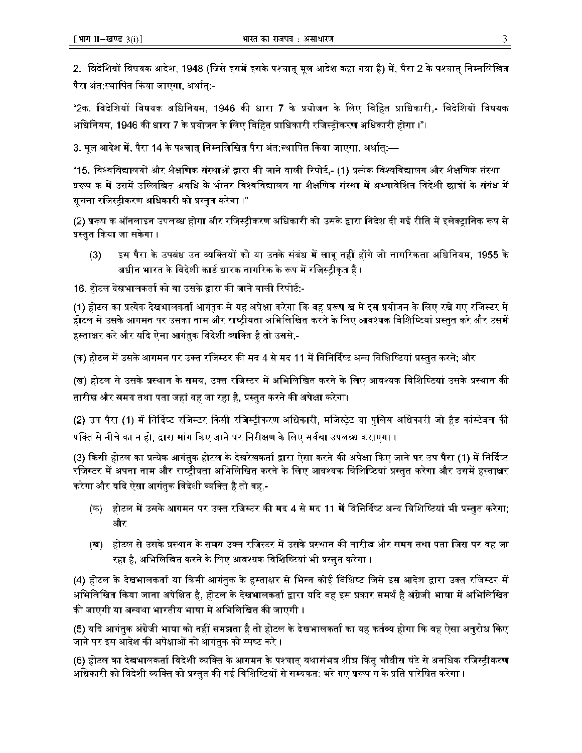2. विदेशियों विषयक आदेश, 1948 (जिसे इसमें इसके पश्चात् मूल आदेश कहा गया है) में, पैरा 2 के पश्चात् निम्नलिखित पैरा अंत:स्थापित किया जाएगा, अर्थात्:-

"2क. विदेशियों विषयक अधिनियम, 1946 की धारा 7 के प्रयोजन के लिए विहित प्राधिकारी,- विदेशियों विषयक अधिनियम, 1946 की धारा 7 के प्रयोजन के लिए विहित प्राधिकारी रजिस्ट्रीकरण अधिकारी होगा ।"।

3. मूल आदेश में, पैरा 14 के पश्चात् निम्नलिखित पैरा अंत:स्थापित किया जाएगा, अर्थात्:—

"15. विश्वविद्यालयों और शैक्षणिक संस्थाओं द्वारा की जाने वाली रिपोर्ट,- (1) प्रत्येक विश्वविद्यालय और शैक्षणिक संस्था प्ररूप क में उसमें उल्लिखित अवधि के भीतर विश्वविद्यालय या शैक्षणिक संस्था में अभ्यावेशित विदेशी छात्रों के संबंध में सूचना रजिस्ट्रीकरण अधिकारी को प्रस्तुत करेगा ।"

(2) प्ररूप क ऑनलाइन उपलब्ध होगा और रजिस्ट्रीकरण अधिकारी को उसके द्वारा निदेश दी गई रीति में इलेक्ट्रानिक रूप से प्रस्तुत किया जा सकेगा ।

(3) इस पैरा के उपबंध उन व्यक्तियों को या उनके संबंध में लागू नहीं होंगे जो नागरिकता अधिनियम, 1955 के अधीन भारत के विदेशी कार्ड धारक नागरिक के रूप में रजिस्ट्रीकृत हैं ।

16. होटल देखभालकर्ता को या उसके द्वारा की जाने वाली रिपोर्ट:-

(1) होटल का प्रत्येक देखभालकर्ता आगंतुक से यह अपेक्षा करेगा कि वह प्ररूप ख में इस प्रयोजन के लिए रखे गए रजिस्टर में होटल में उसके आगमन पर उसका नाम और राष्ट्रीयता अभिलिखित करने के लिए आवश्यक विशिष्टियां प्रस्तुत करे और उसमें हस्ताक्षर करे और यदि ऐसा आगंतुक विदेशी व्यक्ति है तो उससे,-

(क) होटल में उसके आगमन पर उक्त रजिस्टर की मद 4 से मद 11 में विनिर्दिष्ट अन्य विशिष्टियां प्रस्तुत करने; और

(ख) होटल से उसके प्रस्थान के समय, उक्त रजिस्टर में अभिलिखित करने के लिए आवश्यक विशिष्टियां उसके प्रस्थान की तारीख और समय तथा पता जहां वह जा रहा है, प्रस्तुत करने की अपेक्षा करेगा।

(2) उप पैरा (1) में निर्दिष्ट रजिस्टर किसी रजिस्ट्रीकरण अधिकारी, मजिस्ट्रेट या पुलिस अधिकारी जो हैड कांस्टेबल की पंक्ति से नीचे का न हो, द्वारा मांग किए जाने पर निरीक्षण के लिए सर्वथा उपलब्ध कराएगा ।

(3) किसी होटल का प्रत्येक आगंतुक होटल के देखरेखकर्ता द्वारा ऐसा करने की अपेक्षा किए जाने पर उप पैरा (1) में निर्दिष्ट रजिस्टर में अपना नाम और राष्ट्रीयता अभिलिखित करने के लिए आवश्यक विशिष्टियां प्रस्तुत करेगा और उसमें हस्ताक्षर करेगा और यदि ऐसा आगंतुक विदेशी व्यक्ति है तो वह,-

(क) होटल में उसके आगमन पर उक्त रजिस्टर की मद 4 से मद 11 में विनिर्दिष्ट अन्य विशिष्टियां भी प्रस्तुत करेगा; और

(ख) होटल से उसके प्रस्थान के समय उक्त रजिस्टर में उसके प्रस्थान की तारीख और समय तथा पता जिस पर वह जा रहा है, अभिलिखित करने के लिए आवश्यक विशिष्टियां भी प्रस्तुत करेगा ।

(4) होटल के देखभालकर्ता या किसी आगंतुक के हस्ताक्षर से भिन्न कोई विशिष्टि जिसे इस आदेश द्वारा उक्त रजिस्टर में अभिलिखित किया जाना अपेक्षित है, होटल के देखभालकर्ता द्वारा यदि वह इस प्रकार समर्थ है अंग्रेजी भाषा में अभिलिखित की जाएगी या अन्यथा भारतीय भाषा में अभिलिखित की जाएगी ।

(5) यदि आगंतुक अंग्रेजी भाषा को नहीं समझता है तो होटल के देखभालकर्ता का यह कर्तव्य होगा कि वह ऐसा अनुरोध किए जाने पर इस आदेश की अपेक्षाओं को आगंतुक को स्पष्ट करे ।

(6) होटल का देखभालकर्ता विदेशी व्यक्ति के आगमन के पश्चात् यथासंभव शीघ्र किंतु चौबीस घंटे से अनधिक रजिस्ट्रीकरण अधिकारी को विदेशी व्यक्ति को प्रस्तुत की गई विशिष्टियों से सम्यकत: भरे गए प्ररूप ग के प्रति पारेषित करेगा ।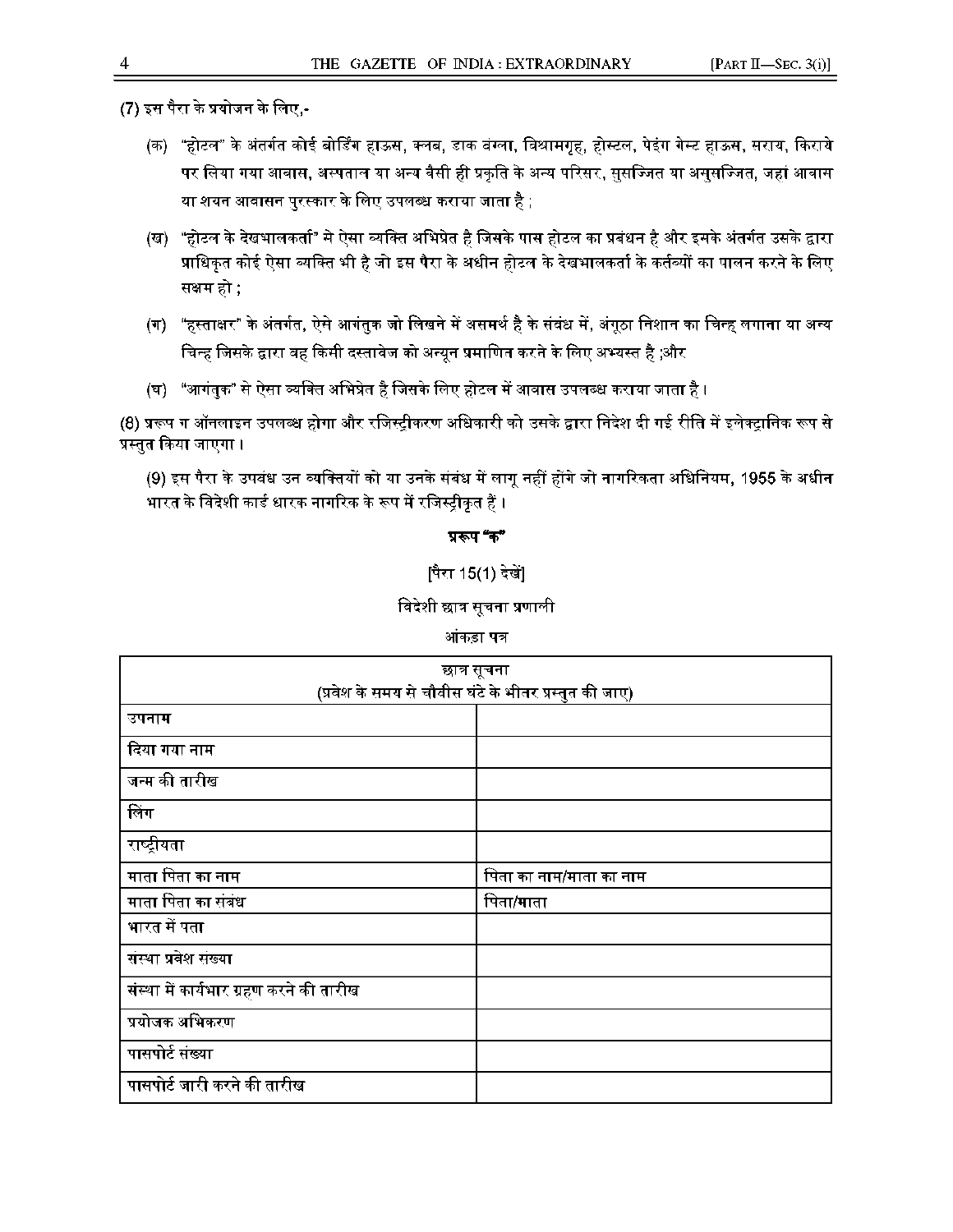(7) इस पैरा के प्रयोजन के लिए,-

(क) "होटल" के अंतर्गत कोई बोर्डिंग हाऊस, क्लब, डाक बंग्ला, विश्रामगृह, होस्टल, पेइंग गेस्ट हाऊस, सराय, किराये पर लिया गया आवास, अस्पताल या अन्य वैसी ही प्रकृति के अन्य परिसर, सुसज्जित या असुसज्जित, जहां आवास या शयन आवासन पुरस्कार के लिए उपलब्ध कराया जाता है ;

(ख) "होटल के देखभालकर्ता" से ऐसा व्यक्ति अभिप्रेत है जिसके पास होटल का प्रबंधन है और इसके अंतर्गत उसके द्वारा प्राधिकृत कोई ऐसा व्यक्ति भी है जो इस पैरा के अधीन होटल के देखभालकर्ता के कर्तव्यों का पालन करने के लिए सक्षम हो ;

(ग) "हस्ताक्षर" के अंतर्गत, ऐसे आगंतुक जो लिखने में असमर्थ है के संबंध में, अंगूठा निशान का चिन्ह लगाना या अन्य चिन्ह जिसके द्वारा वह किसी दस्तावेज को अन्यून प्रमाणित करने के लिए अभ्यस्त है ;और

(घ) "आगंतुक" से ऐसा व्यक्ति अभिप्रेत है जिसके लिए होटल में आवास उपलब्ध कराया जाता है ।

(8) प्ररूप ग ऑनलाइन उपलब्ध होगा और रजिस्ट्रीकरण अधिकारी को उसके द्वारा निदेश दी गई रीति में इलेक्ट्रानिक रूप से प्रस्तुत किया जाएगा ।

(9) इस पैरा के उपबंध उन व्यक्तियों को या उनके संबंध में लागू नहीं होंगे जो नागरिकता अधिनियम, 1955 के अधीन भारत के विदेशी कार्ड धारक नागरिक के रूप में रजिस्ट्रीकृत हैं ।

**प्ररूप "क"**

[पैरा 15(1) देखें]

विदेशी छात्र सूचना प्रणाली

आंकड़ा पत्र

| छात्र सूचना (प्रवेश के समय से चौबीस घंटे के भीतर प्रस्तुत की जाए) | |
|---|---|
| उपनाम | |
| दिया गया नाम | |
| जन्म की तारीख | |
| लिंग | |
| राष्ट्रीयता | |
| माता पिता का नाम | पिता का नाम/माता का नाम |
| माता पिता का संबंध | पिता/माता |
| भारत में पता | |
| संस्था प्रवेश संख्या | |
| संस्था में कार्यभार ग्रहण करने की तारीख | |
| प्रयोजक अभिकरण | |
| पासपोर्ट संख्या | |
| पासपोर्ट जारी करने की तारीख | |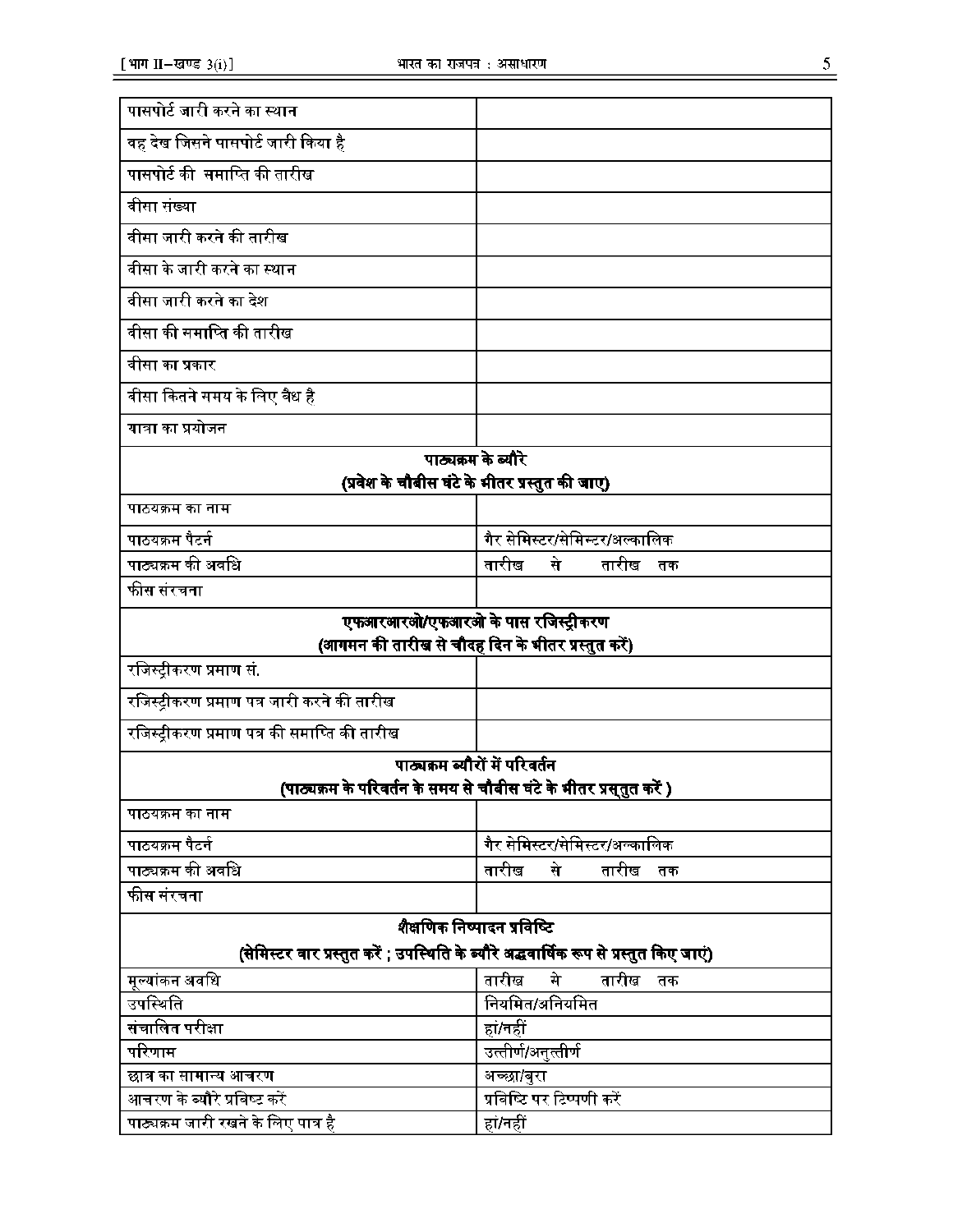| | |
|---|---|
| पासपोर्ट जारी करने का स्थान | |
| वह देश जिसने पासपोर्ट जारी किया है | |
| पासपोर्ट की समाप्ति की तारीख | |
| वीसा संख्या | |
| वीसा जारी करने की तारीख | |
| वीसा के जारी करने का स्थान | |
| वीसा जारी करने का देश | |
| वीसा की समाप्ति की तारीख | |
| वीसा का प्रकार | |
| वीसा कितने समय के लिए वैध है | |
| यात्रा का प्रयोजन | |
| **पाठ्यक्रम के ब्यौरे**<br>**(प्रवेश के चौबीस घंटे के भीतर प्रस्तुत की जाए)** | |
| पाठ्यक्रम का नाम | |
| पाठ्यक्रम पैटर्न | गैर सेमिस्टर/सेमिस्टर/अल्कालिक |
| पाठ्यक्रम की अवधि | तारीख से तारीख तक |
| फीस संरचना | |
| **एफआरआरओ/एफआरओ के पास रजिस्ट्रीकरण**<br>**(आगमन की तारीख से चौदह दिन के भीतर प्रस्तुत करें)** | |
| रजिस्ट्रीकरण प्रमाण सं. | |
| रजिस्ट्रीकरण प्रमाण पत्र जारी करने की तारीख | |
| रजिस्ट्रीकरण प्रमाण पत्र की समाप्ति की तारीख | |
| **पाठ्यक्रम ब्यौरों में परिवर्तन**<br>**(पाठ्यक्रम के परिवर्तन के समय से चौबीस घंटे के भीतर प्रस्तुत करें )** | |
| पाठ्यक्रम का नाम | |
| पाठ्यक्रम पैटर्न | गैर सेमिस्टर/सेमिस्टर/अल्कालिक |
| पाठ्यक्रम की अवधि | तारीख से तारीख तक |
| फीस संरचना | |
| **शैक्षणिक निष्पादन प्रविष्टि**<br>**(सेमिस्टर वार प्रस्तुत करें ; उपस्थिति के ब्यौरे अर्द्धवार्षिक रूप से प्रस्तुत किए जाएं)** | |
| मूल्यांकन अवधि | तारीख से तारीख तक |
| उपस्थिति | नियमित/अनियमित |
| संचालित परीक्षा | हां/नहीं |
| परिणाम | उत्तीर्ण/अनुत्तीर्ण |
| छात्र का सामान्य आचरण | अच्छा/बुरा |
| आचरण के ब्यौरे प्रविष्ट करें | प्रविष्टि पर टिप्पणी करें |
| पाठ्यक्रम जारी रखने के लिए पात्र है | हां/नहीं |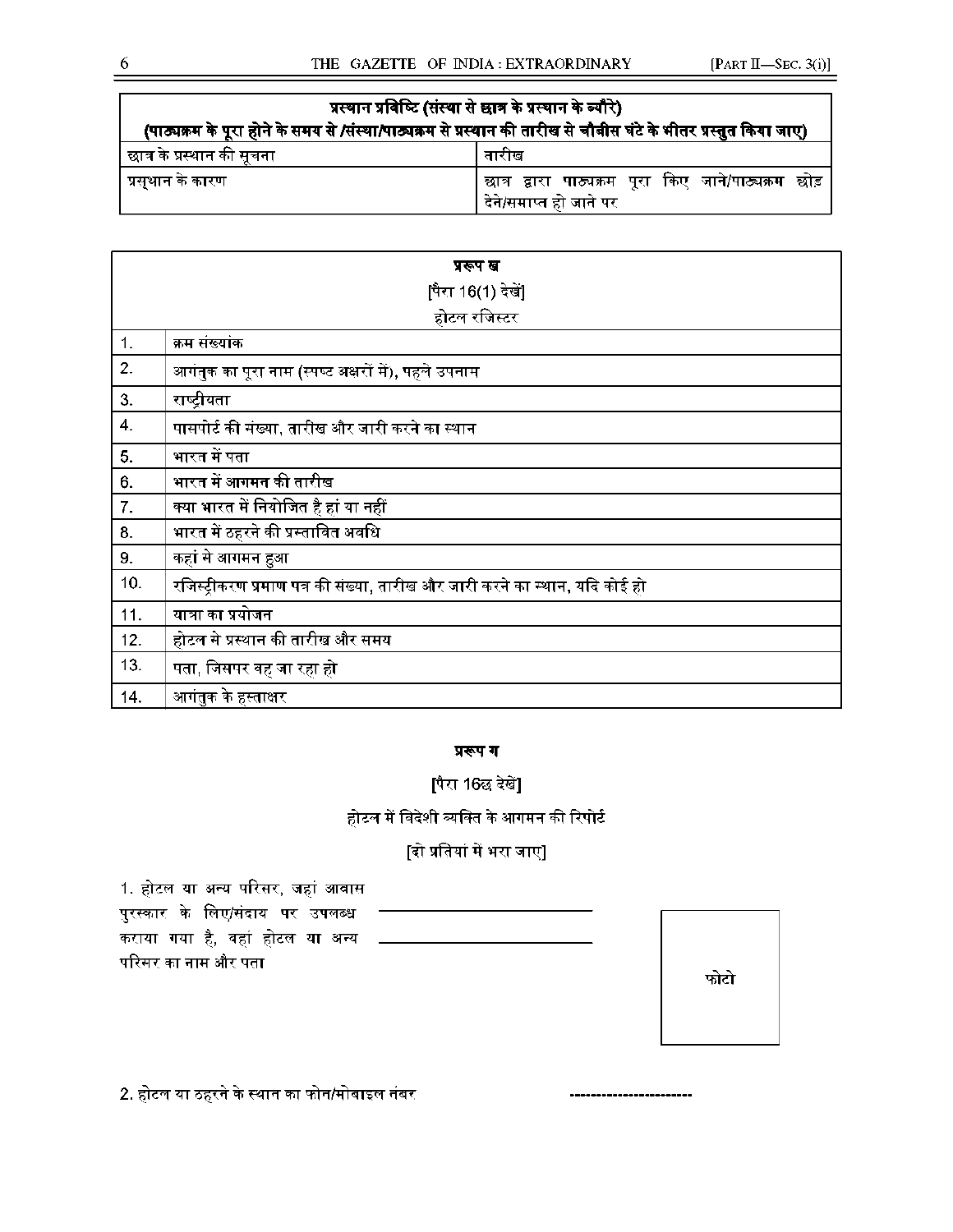| प्रस्थान प्रविष्टि (संस्था से छात्र के प्रस्थान के ब्यौरे) (पाठ्यक्रम के पूरा होने के समय से /संस्था/पाठ्यक्रम से प्रस्थान की तारीख से चौबीस घंटे के भीतर प्रस्तुत किया जाए) | |
|---|---|
| छात्र के प्रस्थान की सूचना | तारीख |
| प्रस्थान के कारण | छात्र द्वारा पाठ्यक्रम पूरा किए जाने/पाठ्यक्रम छोड़ देने/समाप्त हो जाने पर |

| प्ररूप ख [पैरा 16(1) देखें] होटल रजिस्टर | |
|---|---|
| 1. | क्रम संख्यांक |
| 2. | आगंतुक का पूरा नाम (स्पष्ट अक्षरों में), पहले उपनाम |
| 3. | राष्ट्रीयता |
| 4. | पासपोर्ट की संख्या, तारीख और जारी करने का स्थान |
| 5. | भारत में पता |
| 6. | भारत में आगमन की तारीख |
| 7. | क्या भारत में नियोजित है हां या नहीं |
| 8. | भारत में ठहरने की प्रस्तावित अवधि |
| 9. | कहां से आगमन हुआ |
| 10. | रजिस्ट्रीकरण प्रमाण पत्र की संख्या, तारीख और जारी करने का स्थान, यदि कोई हो |
| 11. | यात्रा का प्रयोजन |
| 12. | होटल से प्रस्थान की तारीख और समय |
| 13. | पता, जिसपर वह जा रहा हो |
| 14. | आगंतुक के हस्ताक्षर |

**प्ररूप ग**

[पैरा 16छ देखें]

होटल में विदेशी व्यक्ति के आगमन की रिपोर्ट

[दो प्रतियां में भरा जाए]

1. होटल या अन्य परिसर, जहां आवास पुरस्कार के लिए/संदाय पर उपलब्ध कराया गया है, वहां होटल या अन्य परिसर का नाम और पता ______________________ ______________________

फोटो

2. होटल या ठहरने के स्थान का फोन/मोबाइल नंबर -----------------------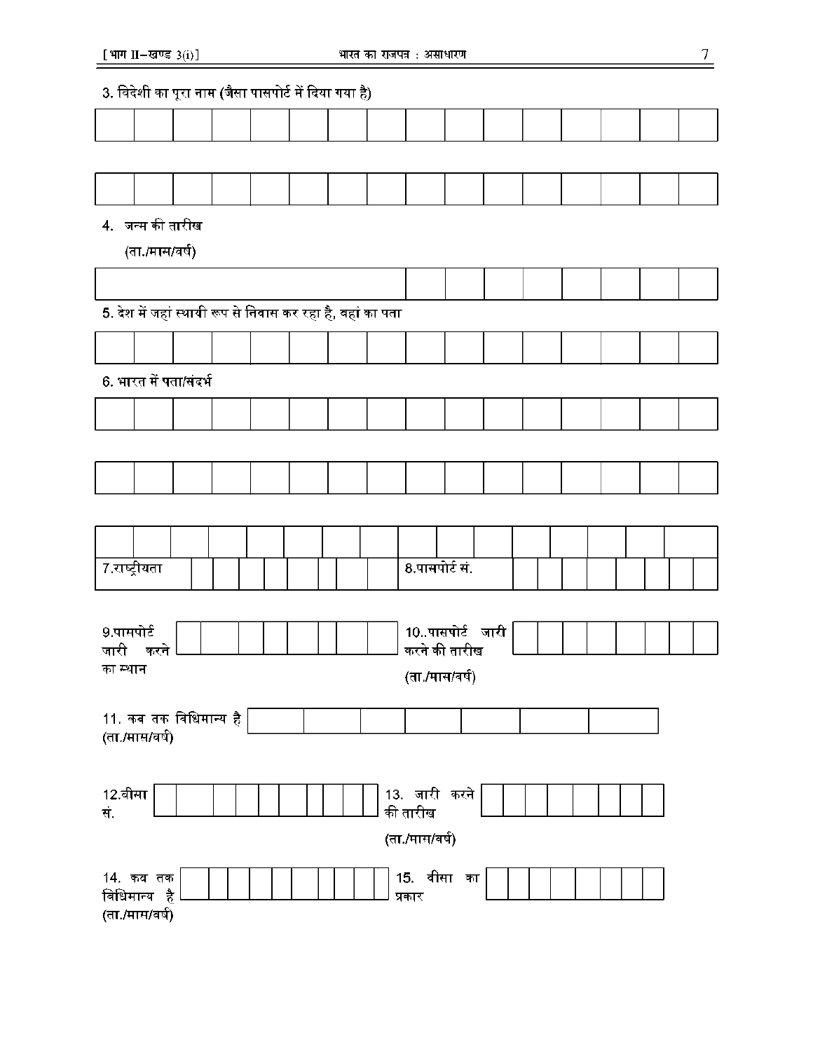3. विदेशी का पूरा नाम (जैसा पासपोर्ट में दिया गया है)

| | | | | | | | | | | | | | | | |
|---|---|---|---|---|---|---|---|---|---|---|---|---|---|---|---|
| | | | | | | | | | | | | | | | |

| | | | | | | | | | | | | | | | |
|---|---|---|---|---|---|---|---|---|---|---|---|---|---|---|---|
| | | | | | | | | | | | | | | | |

4. जन्म की तारीख

(ता./मास/वर्ष)

| | | | | | | | | |
|---|---|---|---|---|---|---|---|---|
| | | | | | | | | |

5. देश में जहां स्थायी रूप से निवास कर रहा है, वहां का पता

| | | | | | | | | | | | | | | | |
|---|---|---|---|---|---|---|---|---|---|---|---|---|---|---|---|
| | | | | | | | | | | | | | | | |

6. भारत में पता/संदर्भ

| | | | | | | | | | | | | | | | |
|---|---|---|---|---|---|---|---|---|---|---|---|---|---|---|---|
| | | | | | | | | | | | | | | | |

| | | | | | | | | | | | | | | | |
|---|---|---|---|---|---|---|---|---|---|---|---|---|---|---|---|
| | | | | | | | | | | | | | | | |

| | | | | | | | | | | | | | | | |
|---|---|---|---|---|---|---|---|---|---|---|---|---|---|---|---|
| | | | | | | | | | | | | | | | |

| 7.राष्ट्रीयता | | | | | | | | | 8.पासपोर्ट सं. | | | | | | | | |
|---|---|---|---|---|---|---|---|---|---|---|---|---|---|---|---|---|---|

| 9.पासपोर्ट जारी करने का स्थान | | | | | | | | | 10..पासपोर्ट जारी करने की तारीख (ता./मास/वर्ष) | | | | | | | | |
|---|---|---|---|---|---|---|---|---|---|---|---|---|---|---|---|---|---|

| 11. कब तक विधिमान्य है (ता./मास/वर्ष) | | | | | | | |
|---|---|---|---|---|---|---|---|

| 12.वीसा सं. | | | | | | | | | | 13. जारी करने की तारीख (ता./मास/वर्ष) | | | | | | | | |
|---|---|---|---|---|---|---|---|---|---|---|---|---|---|---|---|---|---|---|

| 14. कब तक विधिमान्य है (ता./मास/वर्ष) | | | | | | | | | | 15. वीसा का प्रकार | | | | | | | | |
|---|---|---|---|---|---|---|---|---|---|---|---|---|---|---|---|---|---|---|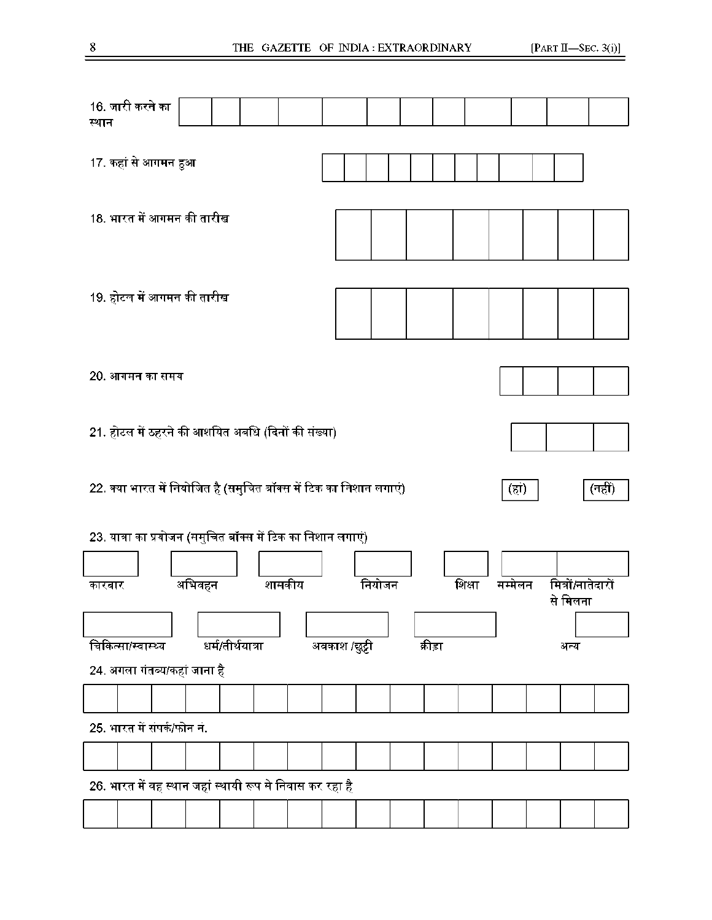16. जारी करने का स्थान

17. कहां से आगमन हुआ

18. भारत में आगमन की तारीख

19. होटल में आगमन की तारीख

20. आगमन का समय

21. होटल में ठहरने की आशयित अवधि (दिनों की संख्या)

22. क्या भारत में नियोजित है (समुचित बॉक्स में टिक का निशान लगाएं) (हां) (नहीं)

23. यात्रा का प्रयोजन (समुचित बॉक्स में टिक का निशान लगाएं)

कारबार | अभिवहन | शासकीय | नियोजन | शिक्षा | सम्मेलन | मित्रों/नातेदारों से मिलना

चिकित्सा/स्वास्थ्य | धर्म/तीर्थयात्रा | अवकाश /छुट्टी | क्रीड़ा | अन्य

24. अगला गंतव्य/कहां जाना है

25. भारत में संपर्क/फोन न.

26. भारत में वह स्थान जहां स्थायी रूप से निवास कर रहा है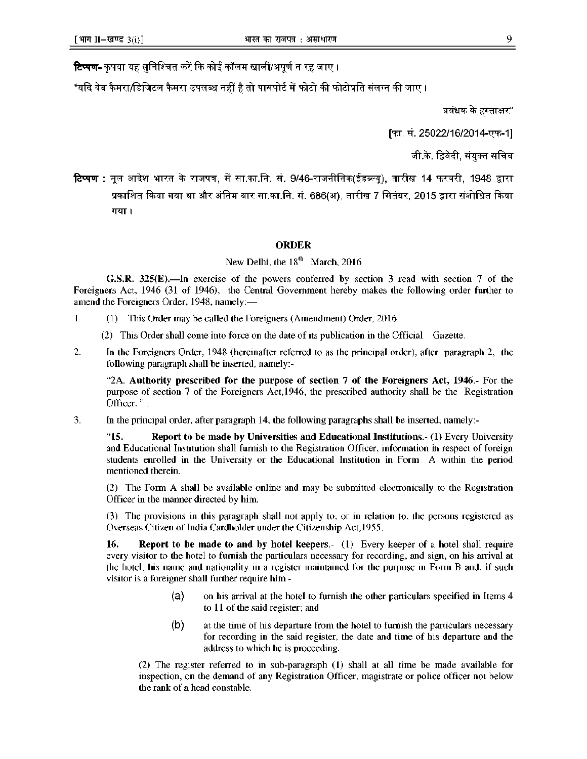**टिप्पण-** कृपया यह सुनिश्चित करें कि कोई कॉलम खाली/अपूर्ण न रह जाए।

*यदि वेब कैमरा/डिजिटल कैमरा उपलब्ध नहीं है तो पासपोर्ट में फोटो की फोटोप्रति संलग्न की जाए।

प्रबंधक के हस्ताक्षर"

[फा. सं. 25022/16/2014-एफ-1]

जी.के. द्विवेदी, संयुक्त सचिव

**टिप्पण :** मूल आदेश भारत के राजपत्र, में सा.का.नि. सं. 9/46-राजनीतिक(ईडब्ल्यू), तारीख 14 फरवरी, 1948 द्वारा प्रकाशित किया गया था और अंतिम बार सा.का.नि. सं. 686(अ), तारीख 7 सितंबर, 2015 द्वारा संशोधित किया गया।

## ORDER

New Delhi, the 18th March, 2016

**G.S.R. 325(E).**—In exercise of the powers conferred by section 3 read with section 7 of the Foreigners Act, 1946 (31 of 1946), the Central Government hereby makes the following order further to amend the Foreigners Order, 1948, namely:—

1. (1) This Order may be called the Foreigners (Amendment) Order, 2016.

   (2) This Order shall come into force on the date of its publication in the Official Gazette.

2. In the Foreigners Order, 1948 (hereinafter referred to as the principal order), after paragraph 2, the following paragraph shall be inserted, namely:-

   "2A. **Authority prescribed for the purpose of section 7 of the Foreigners Act, 1946**.- For the purpose of section 7 of the Foreigners Act,1946, the prescribed authority shall be the Registration Officer. " .

3. In the principal order, after paragraph 14, the following paragraphs shall be inserted, namely:-

   "**15. Report to be made by Universities and Educational Institutions.**- (1) Every University and Educational Institution shall furnish to the Registration Officer, information in respect of foreign students enrolled in the University or the Educational Institution in Form A within the period mentioned therein.

   (2) The Form A shall be available online and may be submitted electronically to the Registration Officer in the manner directed by him.

   (3) The provisions in this paragraph shall not apply to, or in relation to, the persons registered as Overseas Citizen of India Cardholder under the Citizenship Act,1955.

   **16. Report to be made to and by hotel keepers.**- (1) Every keeper of a hotel shall require every visitor to the hotel to furnish the particulars necessary for recording, and sign, on his arrival at the hotel, his name and nationality in a register maintained for the purpose in Form B and, if such visitor is a foreigner shall further require him -

   (a) on his arrival at the hotel to furnish the other particulars specified in Items 4 to 11 of the said register; and

   (b) at the time of his departure from the hotel to furnish the particulars necessary for recording in the said register, the date and time of his departure and the address to which he is proceeding.

   (2) The register referred to in sub-paragraph (1) shall at all time be made available for inspection, on the demand of any Registration Officer, magistrate or police officer not below the rank of a head constable.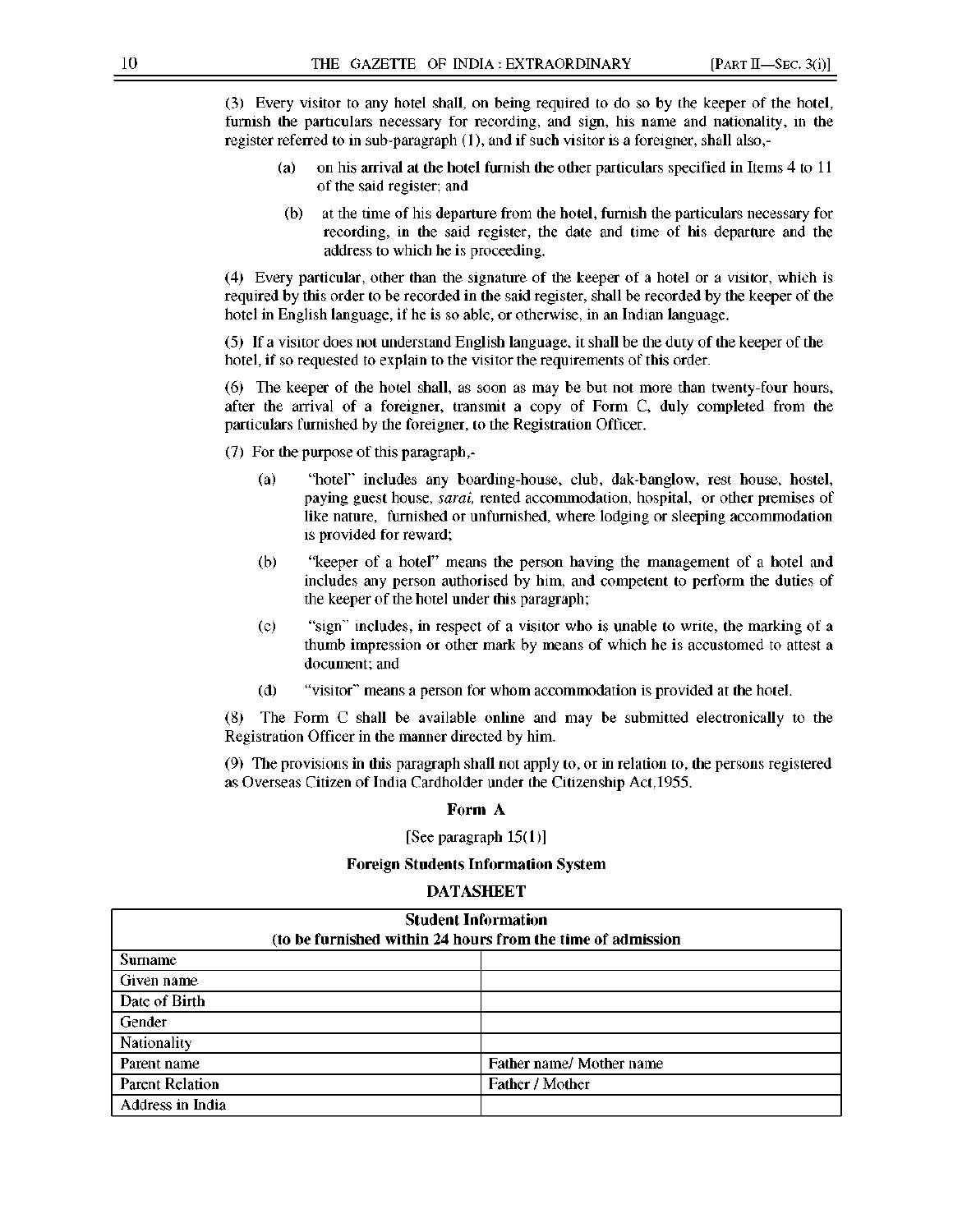(3) Every visitor to any hotel shall, on being required to do so by the keeper of the hotel, furnish the particulars necessary for recording, and sign, his name and nationality, in the register referred to in sub-paragraph (1), and if such visitor is a foreigner, shall also,-

(a) on his arrival at the hotel furnish the other particulars specified in Items 4 to 11 of the said register; and

(b) at the time of his departure from the hotel, furnish the particulars necessary for recording, in the said register, the date and time of his departure and the address to which he is proceeding.

(4) Every particular, other than the signature of the keeper of a hotel or a visitor, which is required by this order to be recorded in the said register, shall be recorded by the keeper of the hotel in English language, if he is so able, or otherwise, in an Indian language.

(5) If a visitor does not understand English language, it shall be the duty of the keeper of the hotel, if so requested to explain to the visitor the requirements of this order.

(6) The keeper of the hotel shall, as soon as may be but not more than twenty-four hours, after the arrival of a foreigner, transmit a copy of Form C, duly completed from the particulars furnished by the foreigner, to the Registration Officer.

(7) For the purpose of this paragraph,-

(a) "hotel" includes any boarding-house, club, dak-banglow, rest house, hostel, paying guest house, *sarai,* rented accommodation, hospital, or other premises of like nature, furnished or unfurnished, where lodging or sleeping accommodation is provided for reward;

(b) "keeper of a hotel" means the person having the management of a hotel and includes any person authorised by him, and competent to perform the duties of the keeper of the hotel under this paragraph;

(c) "sign" includes, in respect of a visitor who is unable to write, the marking of a thumb impression or other mark by means of which he is accustomed to attest a document; and

(d) "visitor" means a person for whom accommodation is provided at the hotel.

(8) The Form C shall be available online and may be submitted electronically to the Registration Officer in the manner directed by him.

(9) The provisions in this paragraph shall not apply to, or in relation to, the persons registered as Overseas Citizen of India Cardholder under the Citizenship Act,1955.

**Form A**

[See paragraph 15(1)]

**Foreign Students Information System**

**DATASHEET**

| **Student Information (to be furnished within 24 hours from the time of admission** | |
|---|---|
| Surname | |
| Given name | |
| Date of Birth | |
| Gender | |
| Nationality | |
| Parent name | Father name/ Mother name |
| Parent Relation | Father / Mother |
| Address in India | |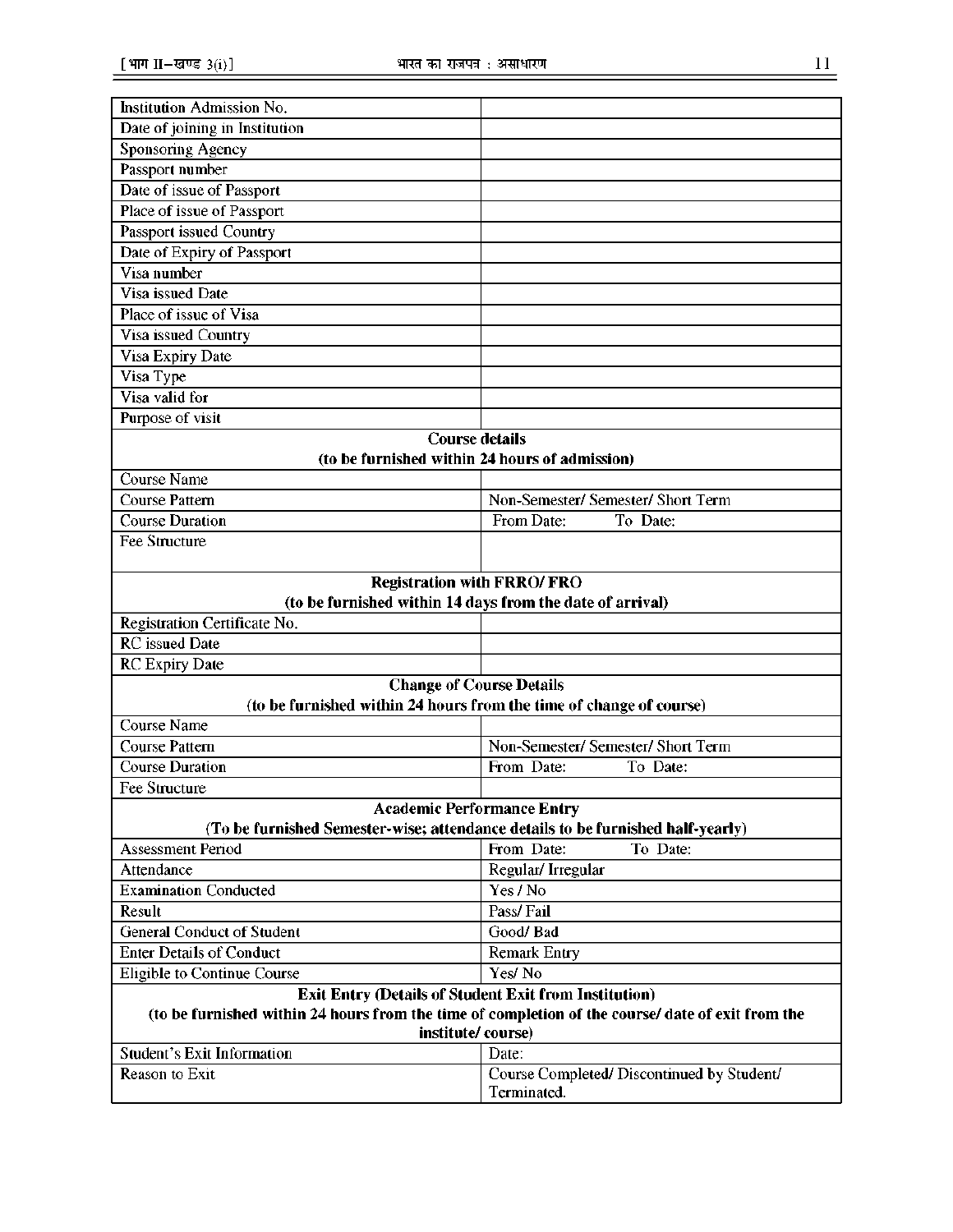| | |
|---|---|
| Institution Admission No. | |
| Date of joining in Institution | |
| Sponsoring Agency | |
| Passport number | |
| Date of issue of Passport | |
| Place of issue of Passport | |
| Passport issued Country | |
| Date of Expiry of Passport | |
| Visa number | |
| Visa issued Date | |
| Place of issue of Visa | |
| Visa issued Country | |
| Visa Expiry Date | |
| Visa Type | |
| Visa valid for | |
| Purpose of visit | |
| **Course details (to be furnished within 24 hours of admission)** | |
| Course Name | |
| Course Pattern | Non-Semester/ Semester/ Short Term |
| Course Duration | From Date: To Date: |
| Fee Structure | |
| **Registration with FRRO/ FRO (to be furnished within 14 days from the date of arrival)** | |
| Registration Certificate No. | |
| RC issued Date | |
| RC Expiry Date | |
| **Change of Course Details (to be furnished within 24 hours from the time of change of course)** | |
| Course Name | |
| Course Pattern | Non-Semester/ Semester/ Short Term |
| Course Duration | From Date: To Date: |
| Fee Structure | |
| **Academic Performance Entry (To be furnished Semester-wise; attendance details to be furnished half-yearly)** | |
| Assessment Period | From Date: To Date: |
| Attendance | Regular/ Irregular |
| Examination Conducted | Yes / No |
| Result | Pass/ Fail |
| General Conduct of Student | Good/ Bad |
| Enter Details of Conduct | Remark Entry |
| Eligible to Continue Course | Yes/ No |
| **Exit Entry (Details of Student Exit from Institution) (to be furnished within 24 hours from the time of completion of the course/ date of exit from the institute/ course)** | |
| Student's Exit Information | Date: |
| Reason to Exit | Course Completed/ Discontinued by Student/ Terminated. |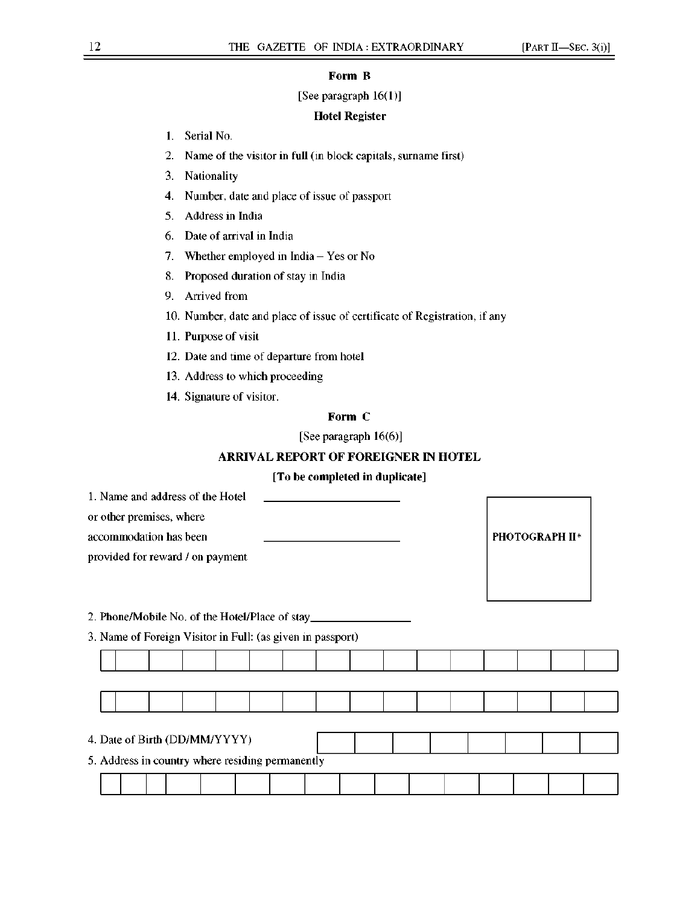## Form B

[See paragraph 16(1)]

### Hotel Register

1. Serial No.
2. Name of the visitor in full (in block capitals, surname first)
3. Nationality
4. Number, date and place of issue of passport
5. Address in India
6. Date of arrival in India
7. Whether employed in India – Yes or No
8. Proposed duration of stay in India
9. Arrived from
10. Number, date and place of issue of certificate of Registration, if any
11. Purpose of visit
12. Date and time of departure from hotel
13. Address to which proceeding
14. Signature of visitor.

## Form C

[See paragraph 16(6)]

### ARRIVAL REPORT OF FOREIGNER IN HOTEL

**[To be completed in duplicate]**

1. Name and address of the Hotel or other premises, where accommodation has been provided for reward / on payment ______________________ ______________________

PHOTOGRAPH II*

2. Phone/Mobile No. of the Hotel/Place of stay________________

3. Name of Foreign Visitor in Full: (as given in passport)

| | | | | | | | | | | | | | | | |
|---|---|---|---|---|---|---|---|---|---|---|---|---|---|---|---|
| | | | | | | | | | | | | | | | |

| | | | | | | | | | | | | | | | |
|---|---|---|---|---|---|---|---|---|---|---|---|---|---|---|---|
| | | | | | | | | | | | | | | | |

4. Date of Birth (DD/MM/YYYY)

| | | | | | | | |
|---|---|---|---|---|---|---|---|
| | | | | | | | |

5. Address in country where residing permanently

| | | | | | | | | | | | | | | |
|---|---|---|---|---|---|---|---|---|---|---|---|---|---|---|
| | | | | | | | | | | | | | | |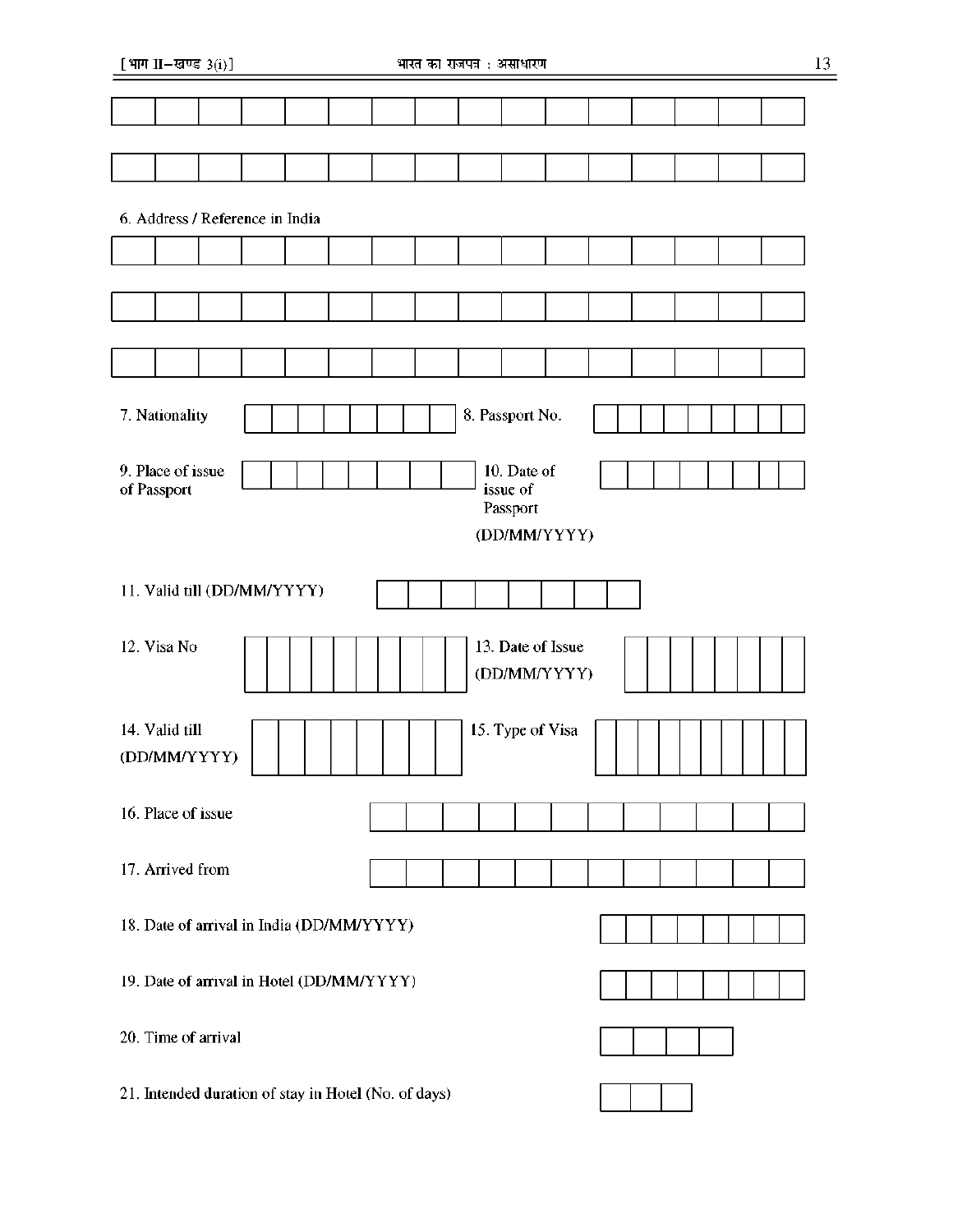6. Address / Reference in India

7. Nationality

8. Passport No.

9. Place of issue of Passport

10. Date of issue of Passport (DD/MM/YYYY)

11. Valid till (DD/MM/YYYY)

12. Visa No

13. Date of Issue (DD/MM/YYYY)

14. Valid till (DD/MM/YYYY)

15. Type of Visa

16. Place of issue

17. Arrived from

18. Date of arrival in India (DD/MM/YYYY)

19. Date of arrival in Hotel (DD/MM/YYYY)

20. Time of arrival

21. Intended duration of stay in Hotel (No. of days)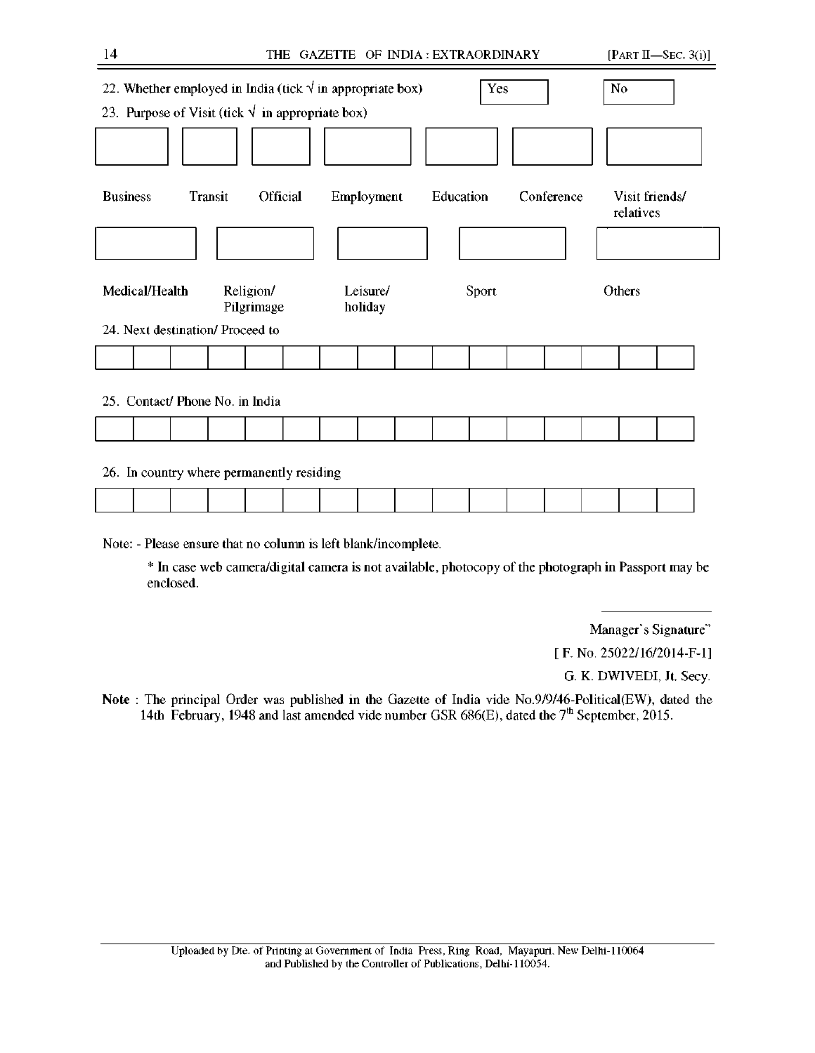22. Whether employed in India (tick √ in appropriate box) Yes No

23. Purpose of Visit (tick √ in appropriate box)

| | | | | | | |
|---|---|---|---|---|---|---|
| Business | Transit | Official | Employment | Education | Conference | Visit friends/ relatives |

| | | | | |
|---|---|---|---|---|
| Medical/Health | Religion/ Pilgrimage | Leisure/ holiday | Sport | Others |

24. Next destination/ Proceed to

25. Contact/ Phone No. in India

26. In country where permanently residing

Note: - Please ensure that no column is left blank/incomplete.

\* In case web camera/digital camera is not available, photocopy of the photograph in Passport may be enclosed.

Manager's Signature"

[ F. No. 25022/16/2014-F-1]

G. K. DWIVEDI, Jt. Secy.

**Note** : The principal Order was published in the Gazette of India vide No.9/9/46-Political(EW), dated the 14th February, 1948 and last amended vide number GSR 686(E), dated the 7th September, 2015.

Uploaded by Dte. of Printing at Government of India Press, Ring Road, Mayapuri, New Delhi-110064 and Published by the Controller of Publications, Delhi-110054.